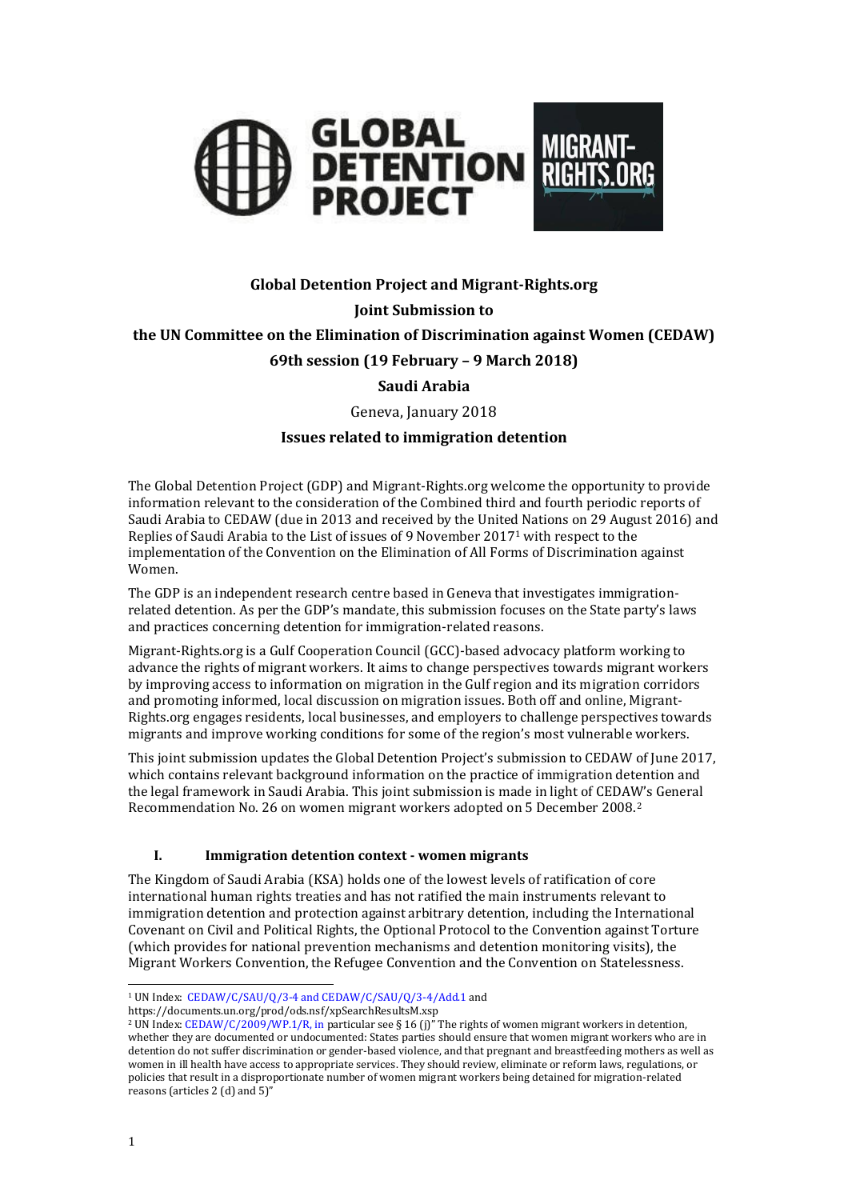**Global Detention Project and Migrant-Rights.org**

**Joint Submission to**

**the UN Committee on the Elimination of Discrimination against Women (CEDAW)**

**69th session (19 February – 9 March 2018)**

**Saudi Arabia**

Geneva, January 2018

**Issues related to immigration detention**

The Global Detention Project (GDP) and Migrant-Rights.org welcome the opportunity to provide information relevant to the consideration of the Combined third and fourth periodic reports of Saudi Arabia to CEDAW (due in 2013 and received by the United Nations on 29 August 2016) and Replies of Saudi Arabia to the List of issues of 9 November 2017[1] with respect to the implementation of the Convention on the Elimination of All Forms of Discrimination against Women.

The GDP is an independent research centre based in Geneva that investigates immigration-related detention. As per the GDP's mandate, this submission focuses on the State party's laws and practices concerning detention for immigration-related reasons.

Migrant-Rights.org is a Gulf Cooperation Council (GCC)-based advocacy platform working to advance the rights of migrant workers. It aims to change perspectives towards migrant workers by improving access to information on migration in the Gulf region and its migration corridors and promoting informed, local discussion on migration issues. Both off and online, Migrant-Rights.org engages residents, local businesses, and employers to challenge perspectives towards migrants and improve working conditions for some of the region's most vulnerable workers.

This joint submission updates the Global Detention Project's submission to CEDAW of June 2017, which contains relevant background information on the practice of immigration detention and the legal framework in Saudi Arabia. This joint submission is made in light of CEDAW's General Recommendation No. 26 on women migrant workers adopted on 5 December 2008.[2]

## I. Immigration detention context - women migrants

The Kingdom of Saudi Arabia (KSA) holds one of the lowest levels of ratification of core international human rights treaties and has not ratified the main instruments relevant to immigration detention and protection against arbitrary detention, including the International Covenant on Civil and Political Rights, the Optional Protocol to the Convention against Torture (which provides for national prevention mechanisms and detention monitoring visits), the Migrant Workers Convention, the Refugee Convention and the Convention on Statelessness.

---

[1] UN Index: CEDAW/C/SAU/Q/3-4 and CEDAW/C/SAU/Q/3-4/Add.1 and https://documents.un.org/prod/ods.nsf/xpSearchResultsM.xsp

[2] UN Index: CEDAW/C/2009/WP.1/R, in particular see § 16 (j)" The rights of women migrant workers in detention, whether they are documented or undocumented: States parties should ensure that women migrant workers who are in detention do not suffer discrimination or gender-based violence, and that pregnant and breastfeeding mothers as well as women in ill health have access to appropriate services. They should review, eliminate or reform laws, regulations, or policies that result in a disproportionate number of women migrant workers being detained for migration-related reasons (articles 2 (d) and 5)"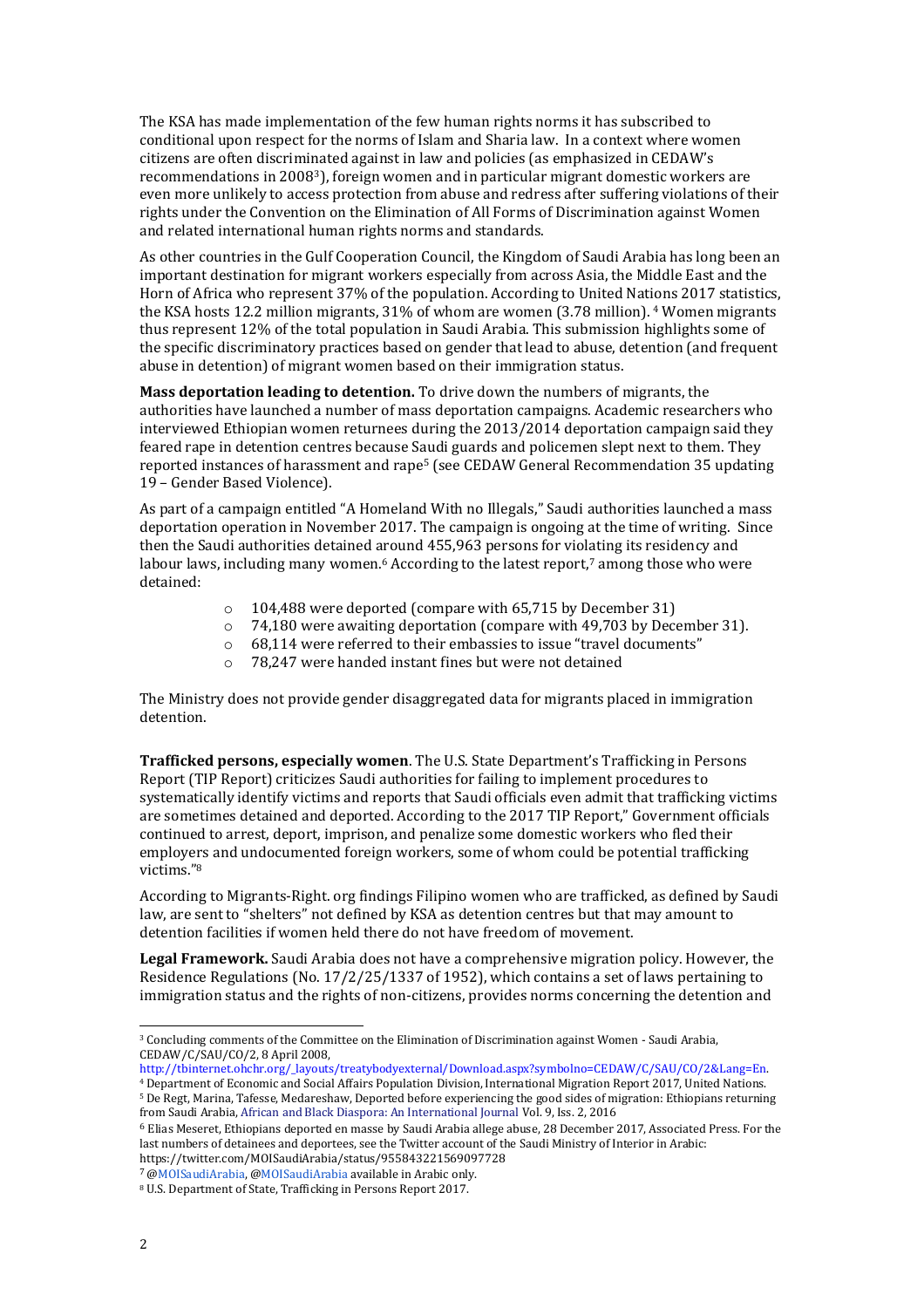The KSA has made implementation of the few human rights norms it has subscribed to conditional upon respect for the norms of Islam and Sharia law. In a context where women citizens are often discriminated against in law and policies (as emphasized in CEDAW's recommendations in 2008[3]), foreign women and in particular migrant domestic workers are even more unlikely to access protection from abuse and redress after suffering violations of their rights under the Convention on the Elimination of All Forms of Discrimination against Women and related international human rights norms and standards.

As other countries in the Gulf Cooperation Council, the Kingdom of Saudi Arabia has long been an important destination for migrant workers especially from across Asia, the Middle East and the Horn of Africa who represent 37% of the population. According to United Nations 2017 statistics, the KSA hosts 12.2 million migrants, 31% of whom are women (3.78 million).[4] Women migrants thus represent 12% of the total population in Saudi Arabia. This submission highlights some of the specific discriminatory practices based on gender that lead to abuse, detention (and frequent abuse in detention) of migrant women based on their immigration status.

**Mass deportation leading to detention.** To drive down the numbers of migrants, the authorities have launched a number of mass deportation campaigns. Academic researchers who interviewed Ethiopian women returnees during the 2013/2014 deportation campaign said they feared rape in detention centres because Saudi guards and policemen slept next to them. They reported instances of harassment and rape[5] (see CEDAW General Recommendation 35 updating 19 – Gender Based Violence).

As part of a campaign entitled "A Homeland With no Illegals," Saudi authorities launched a mass deportation operation in November 2017. The campaign is ongoing at the time of writing. Since then the Saudi authorities detained around 455,963 persons for violating its residency and labour laws, including many women.[6] According to the latest report,[7] among those who were detained:

- 104,488 were deported (compare with 65,715 by December 31)
- 74,180 were awaiting deportation (compare with 49,703 by December 31).
- 68,114 were referred to their embassies to issue "travel documents"
- 78,247 were handed instant fines but were not detained

The Ministry does not provide gender disaggregated data for migrants placed in immigration detention.

**Trafficked persons, especially women**. The U.S. State Department's Trafficking in Persons Report (TIP Report) criticizes Saudi authorities for failing to implement procedures to systematically identify victims and reports that Saudi officials even admit that trafficking victims are sometimes detained and deported. According to the 2017 TIP Report," Government officials continued to arrest, deport, imprison, and penalize some domestic workers who fled their employers and undocumented foreign workers, some of whom could be potential trafficking victims."[8]

According to Migrants-Right. org findings Filipino women who are trafficked, as defined by Saudi law, are sent to "shelters" not defined by KSA as detention centres but that may amount to detention facilities if women held there do not have freedom of movement.

**Legal Framework.** Saudi Arabia does not have a comprehensive migration policy. However, the Residence Regulations (No. 17/2/25/1337 of 1952), which contains a set of laws pertaining to immigration status and the rights of non-citizens, provides norms concerning the detention and

---

[3] Concluding comments of the Committee on the Elimination of Discrimination against Women - Saudi Arabia, CEDAW/C/SAU/CO/2, 8 April 2008, http://tbinternet.ohchr.org/_layouts/treatybodyexternal/Download.aspx?symbolno=CEDAW/C/SAU/CO/2&Lang=En.

[4] Department of Economic and Social Affairs Population Division, International Migration Report 2017, United Nations.

[5] De Regt, Marina, Tafesse, Medareshaw, Deported before experiencing the good sides of migration: Ethiopians returning from Saudi Arabia, African and Black Diaspora: An International Journal Vol. 9, Iss. 2, 2016

[6] Elias Meseret, Ethiopians deported en masse by Saudi Arabia allege abuse, 28 December 2017, Associated Press. For the last numbers of detainees and deportees, see the Twitter account of the Saudi Ministry of Interior in Arabic: https://twitter.com/MOISaudiArabia/status/955843221569097728

[7] @MOISaudiArabia, @MOISaudiArabia available in Arabic only.

[8] U.S. Department of State, Trafficking in Persons Report 2017.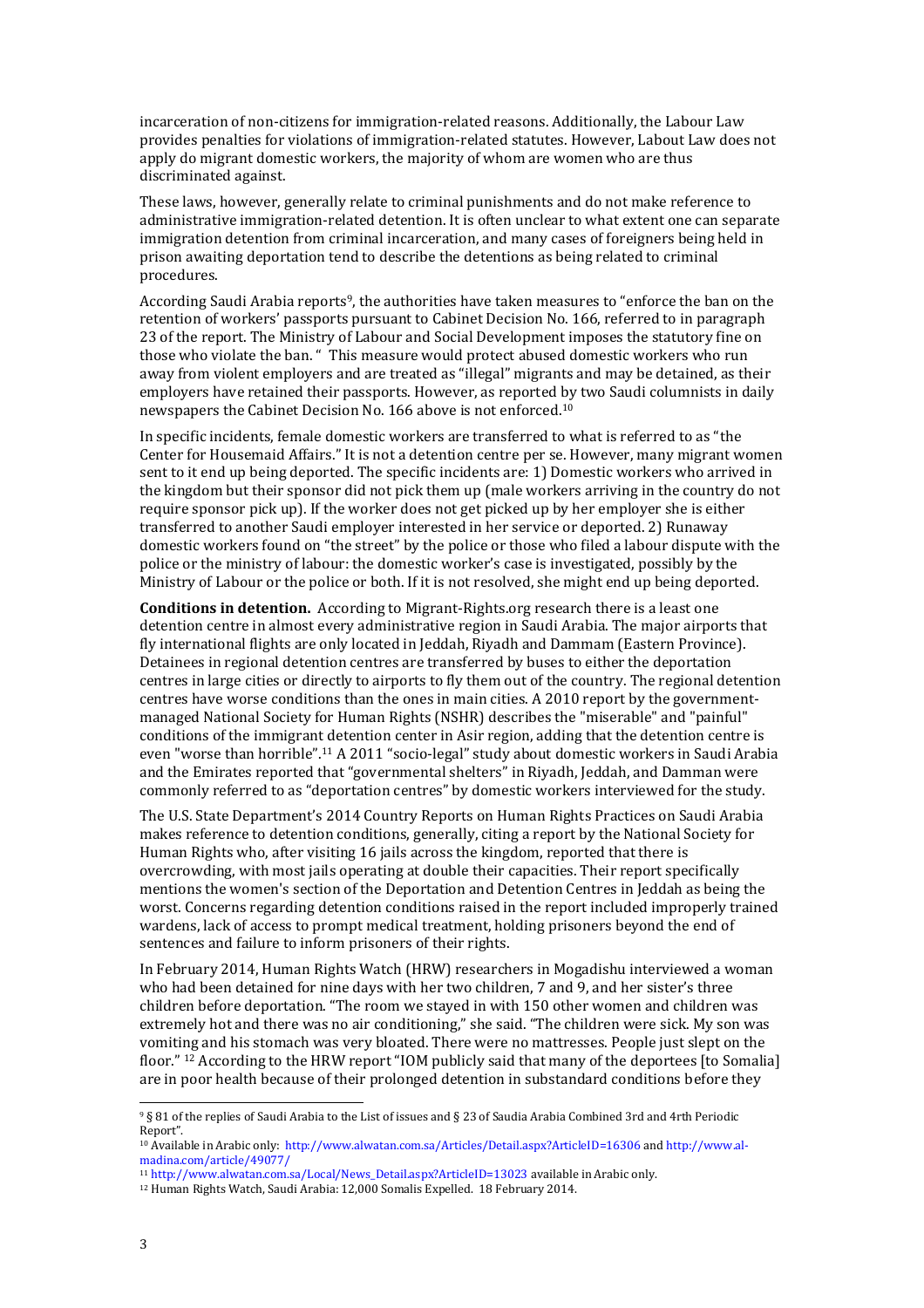incarceration of non-citizens for immigration-related reasons. Additionally, the Labour Law provides penalties for violations of immigration-related statutes. However, Labout Law does not apply do migrant domestic workers, the majority of whom are women who are thus discriminated against.

These laws, however, generally relate to criminal punishments and do not make reference to administrative immigration-related detention. It is often unclear to what extent one can separate immigration detention from criminal incarceration, and many cases of foreigners being held in prison awaiting deportation tend to describe the detentions as being related to criminal procedures.

According Saudi Arabia reports[9], the authorities have taken measures to "enforce the ban on the retention of workers' passports pursuant to Cabinet Decision No. 166, referred to in paragraph 23 of the report. The Ministry of Labour and Social Development imposes the statutory fine on those who violate the ban. " This measure would protect abused domestic workers who run away from violent employers and are treated as "illegal" migrants and may be detained, as their employers have retained their passports. However, as reported by two Saudi columnists in daily newspapers the Cabinet Decision No. 166 above is not enforced.[10]

In specific incidents, female domestic workers are transferred to what is referred to as "the Center for Housemaid Affairs." It is not a detention centre per se. However, many migrant women sent to it end up being deported. The specific incidents are: 1) Domestic workers who arrived in the kingdom but their sponsor did not pick them up (male workers arriving in the country do not require sponsor pick up). If the worker does not get picked up by her employer she is either transferred to another Saudi employer interested in her service or deported. 2) Runaway domestic workers found on "the street" by the police or those who filed a labour dispute with the police or the ministry of labour: the domestic worker's case is investigated, possibly by the Ministry of Labour or the police or both. If it is not resolved, she might end up being deported.

**Conditions in detention.** According to Migrant-Rights.org research there is a least one detention centre in almost every administrative region in Saudi Arabia. The major airports that fly international flights are only located in Jeddah, Riyadh and Dammam (Eastern Province). Detainees in regional detention centres are transferred by buses to either the deportation centres in large cities or directly to airports to fly them out of the country. The regional detention centres have worse conditions than the ones in main cities. A 2010 report by the government-managed National Society for Human Rights (NSHR) describes the "miserable" and "painful" conditions of the immigrant detention center in Asir region, adding that the detention centre is even "worse than horrible".[11] A 2011 "socio-legal" study about domestic workers in Saudi Arabia and the Emirates reported that "governmental shelters" in Riyadh, Jeddah, and Damman were commonly referred to as "deportation centres" by domestic workers interviewed for the study.

The U.S. State Department's 2014 Country Reports on Human Rights Practices on Saudi Arabia makes reference to detention conditions, generally, citing a report by the National Society for Human Rights who, after visiting 16 jails across the kingdom, reported that there is overcrowding, with most jails operating at double their capacities. Their report specifically mentions the women's section of the Deportation and Detention Centres in Jeddah as being the worst. Concerns regarding detention conditions raised in the report included improperly trained wardens, lack of access to prompt medical treatment, holding prisoners beyond the end of sentences and failure to inform prisoners of their rights.

In February 2014, Human Rights Watch (HRW) researchers in Mogadishu interviewed a woman who had been detained for nine days with her two children, 7 and 9, and her sister's three children before deportation. "The room we stayed in with 150 other women and children was extremely hot and there was no air conditioning," she said. "The children were sick. My son was vomiting and his stomach was very bloated. There were no mattresses. People just slept on the floor." [12] According to the HRW report "IOM publicly said that many of the deportees [to Somalia] are in poor health because of their prolonged detention in substandard conditions before they

---

[9] § 81 of the replies of Saudi Arabia to the List of issues and § 23 of Saudia Arabia Combined 3rd and 4rth Periodic Report".

[10] Available in Arabic only: http://www.alwatan.com.sa/Articles/Detail.aspx?ArticleID=16306 and http://www.al-madina.com/article/49077/

[11] http://www.alwatan.com.sa/Local/News_Detail.aspx?ArticleID=13023 available in Arabic only.

[12] Human Rights Watch, Saudi Arabia: 12,000 Somalis Expelled. 18 February 2014.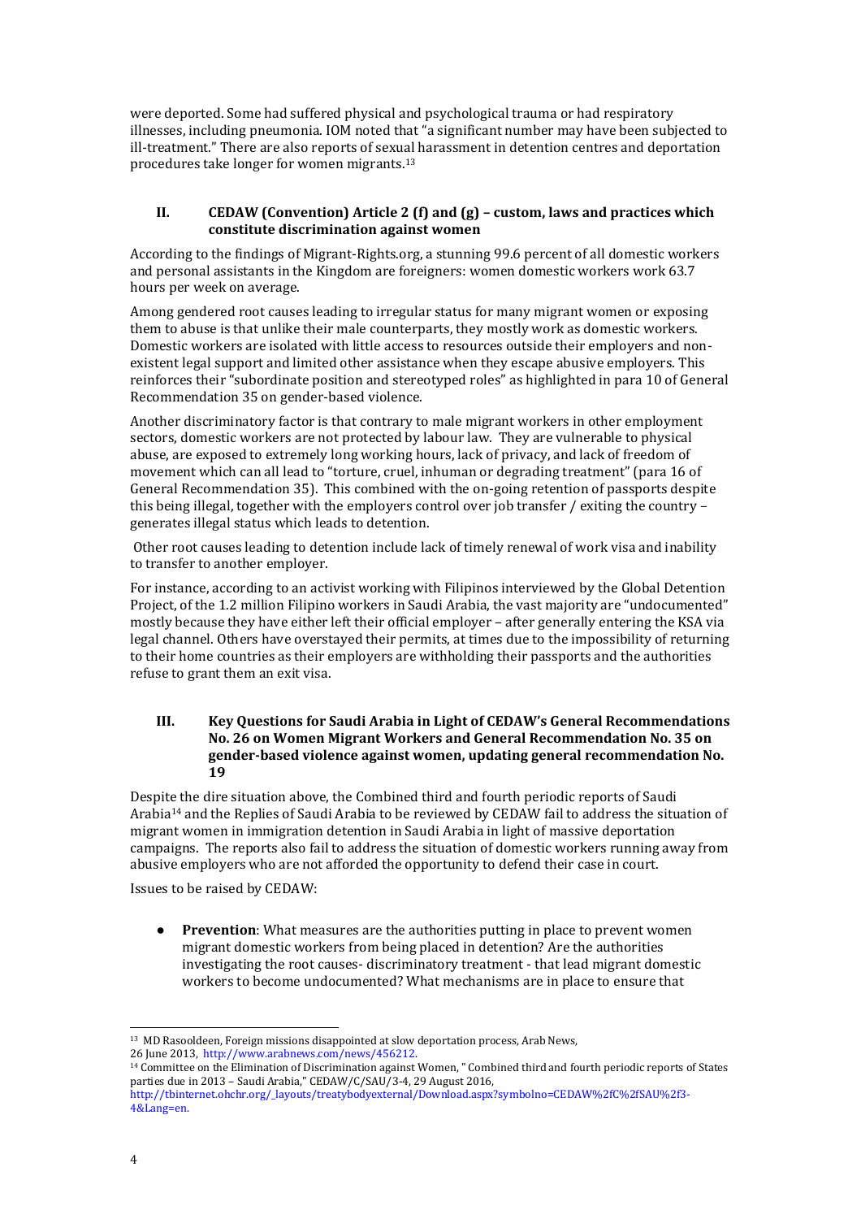were deported. Some had suffered physical and psychological trauma or had respiratory illnesses, including pneumonia. IOM noted that "a significant number may have been subjected to ill-treatment." There are also reports of sexual harassment in detention centres and deportation procedures take longer for women migrants.[13]

## II. CEDAW (Convention) Article 2 (f) and (g) – custom, laws and practices which constitute discrimination against women

According to the findings of Migrant-Rights.org, a stunning 99.6 percent of all domestic workers and personal assistants in the Kingdom are foreigners: women domestic workers work 63.7 hours per week on average.

Among gendered root causes leading to irregular status for many migrant women or exposing them to abuse is that unlike their male counterparts, they mostly work as domestic workers. Domestic workers are isolated with little access to resources outside their employers and non-existent legal support and limited other assistance when they escape abusive employers. This reinforces their "subordinate position and stereotyped roles" as highlighted in para 10 of General Recommendation 35 on gender-based violence.

Another discriminatory factor is that contrary to male migrant workers in other employment sectors, domestic workers are not protected by labour law. They are vulnerable to physical abuse, are exposed to extremely long working hours, lack of privacy, and lack of freedom of movement which can all lead to "torture, cruel, inhuman or degrading treatment" (para 16 of General Recommendation 35). This combined with the on-going retention of passports despite this being illegal, together with the employers control over job transfer / exiting the country – generates illegal status which leads to detention.

Other root causes leading to detention include lack of timely renewal of work visa and inability to transfer to another employer.

For instance, according to an activist working with Filipinos interviewed by the Global Detention Project, of the 1.2 million Filipino workers in Saudi Arabia, the vast majority are "undocumented" mostly because they have either left their official employer – after generally entering the KSA via legal channel. Others have overstayed their permits, at times due to the impossibility of returning to their home countries as their employers are withholding their passports and the authorities refuse to grant them an exit visa.

## III. Key Questions for Saudi Arabia in Light of CEDAW's General Recommendations No. 26 on Women Migrant Workers and General Recommendation No. 35 on gender-based violence against women, updating general recommendation No. 19

Despite the dire situation above, the Combined third and fourth periodic reports of Saudi Arabia[14] and the Replies of Saudi Arabia to be reviewed by CEDAW fail to address the situation of migrant women in immigration detention in Saudi Arabia in light of massive deportation campaigns. The reports also fail to address the situation of domestic workers running away from abusive employers who are not afforded the opportunity to defend their case in court.

Issues to be raised by CEDAW:

- **Prevention**: What measures are the authorities putting in place to prevent women migrant domestic workers from being placed in detention? Are the authorities investigating the root causes- discriminatory treatment - that lead migrant domestic workers to become undocumented? What mechanisms are in place to ensure that

---

[13] MD Rasooldeen, Foreign missions disappointed at slow deportation process, Arab News, 26 June 2013, http://www.arabnews.com/news/456212.

[14] Committee on the Elimination of Discrimination against Women, " Combined third and fourth periodic reports of States parties due in 2013 – Saudi Arabia," CEDAW/C/SAU/3-4, 29 August 2016, http://tbinternet.ohchr.org/_layouts/treatybodyexternal/Download.aspx?symbolno=CEDAW%2fC%2fSAU%2f3-4&Lang=en.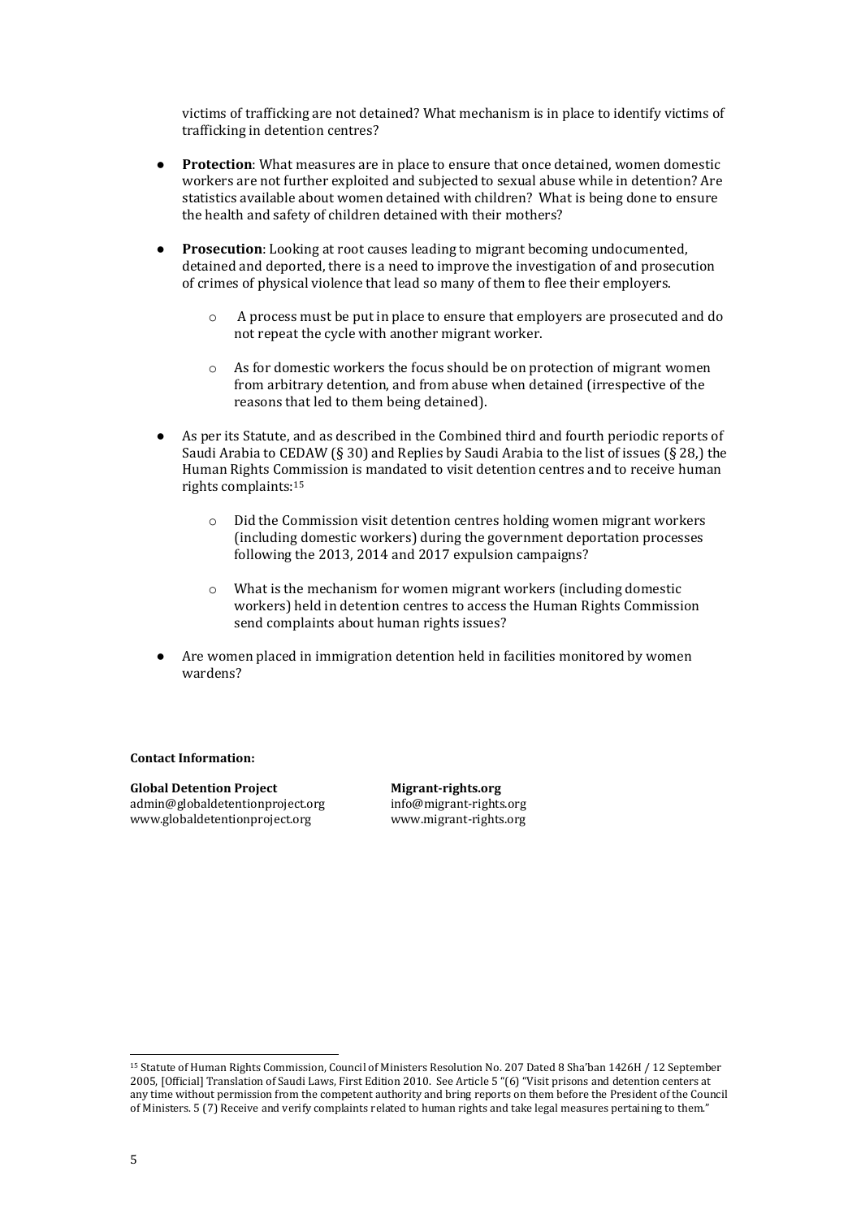victims of trafficking are not detained? What mechanism is in place to identify victims of trafficking in detention centres?

- **Protection**: What measures are in place to ensure that once detained, women domestic workers are not further exploited and subjected to sexual abuse while in detention? Are statistics available about women detained with children? What is being done to ensure the health and safety of children detained with their mothers?

- **Prosecution**: Looking at root causes leading to migrant becoming undocumented, detained and deported, there is a need to improve the investigation of and prosecution of crimes of physical violence that lead so many of them to flee their employers.

    - A process must be put in place to ensure that employers are prosecuted and do not repeat the cycle with another migrant worker.

    - As for domestic workers the focus should be on protection of migrant women from arbitrary detention, and from abuse when detained (irrespective of the reasons that led to them being detained).

- As per its Statute, and as described in the Combined third and fourth periodic reports of Saudi Arabia to CEDAW (§ 30) and Replies by Saudi Arabia to the list of issues (§ 28,) the Human Rights Commission is mandated to visit detention centres and to receive human rights complaints:[15]

    - Did the Commission visit detention centres holding women migrant workers (including domestic workers) during the government deportation processes following the 2013, 2014 and 2017 expulsion campaigns?

    - What is the mechanism for women migrant workers (including domestic workers) held in detention centres to access the Human Rights Commission send complaints about human rights issues?

- Are women placed in immigration detention held in facilities monitored by women wardens?

**Contact Information:**

**Global Detention Project**
admin@globaldetentionproject.org
www.globaldetentionproject.org

**Migrant-rights.org**
info@migrant-rights.org
www.migrant-rights.org

[15] Statute of Human Rights Commission, Council of Ministers Resolution No. 207 Dated 8 Sha'ban 1426H / 12 September 2005, [Official] Translation of Saudi Laws, First Edition 2010. See Article 5 "(6) "Visit prisons and detention centers at any time without permission from the competent authority and bring reports on them before the President of the Council of Ministers. 5 (7) Receive and verify complaints related to human rights and take legal measures pertaining to them."